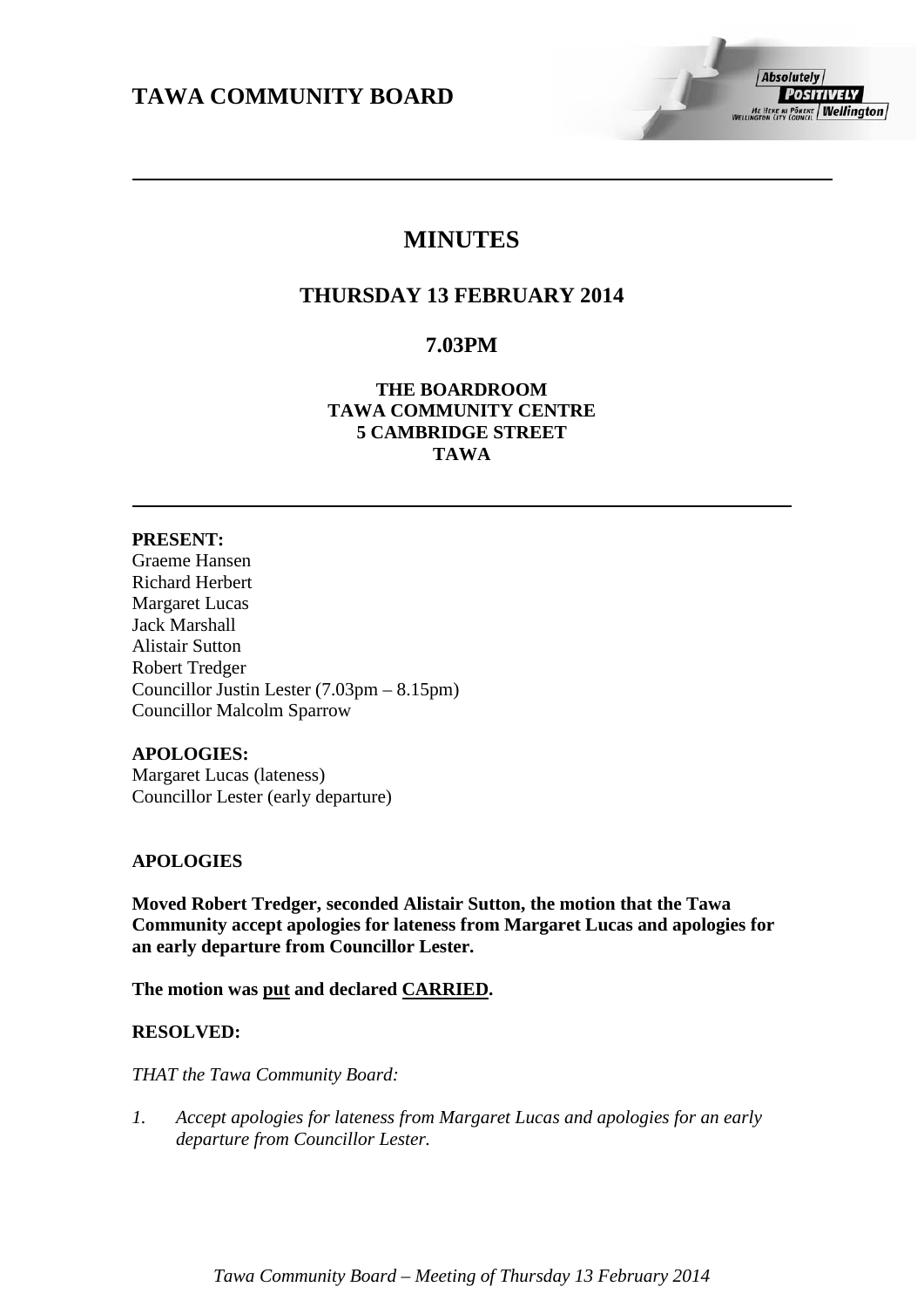# TAWA COMMUNITY BOARD

## MINUTES

### THURSDAY 13 FEBRUARY 2014

### 7.03PM

**THE BOARDROOM**
**TAWA COMMUNITY CENTRE**
**5 CAMBRIDGE STREET**
**TAWA**

---

**PRESENT:**
Graeme Hansen
Richard Herbert
Margaret Lucas
Jack Marshall
Alistair Sutton
Robert Tredger
Councillor Justin Lester (7.03pm – 8.15pm)
Councillor Malcolm Sparrow

**APOLOGIES:**
Margaret Lucas (lateness)
Councillor Lester (early departure)

**APOLOGIES**

**Moved Robert Tredger, seconded Alistair Sutton, the motion that the Tawa Community accept apologies for lateness from Margaret Lucas and apologies for an early departure from Councillor Lester.**

**The motion was put and declared CARRIED.**

**RESOLVED:**

*THAT the Tawa Community Board:*

1. *Accept apologies for lateness from Margaret Lucas and apologies for an early departure from Councillor Lester.*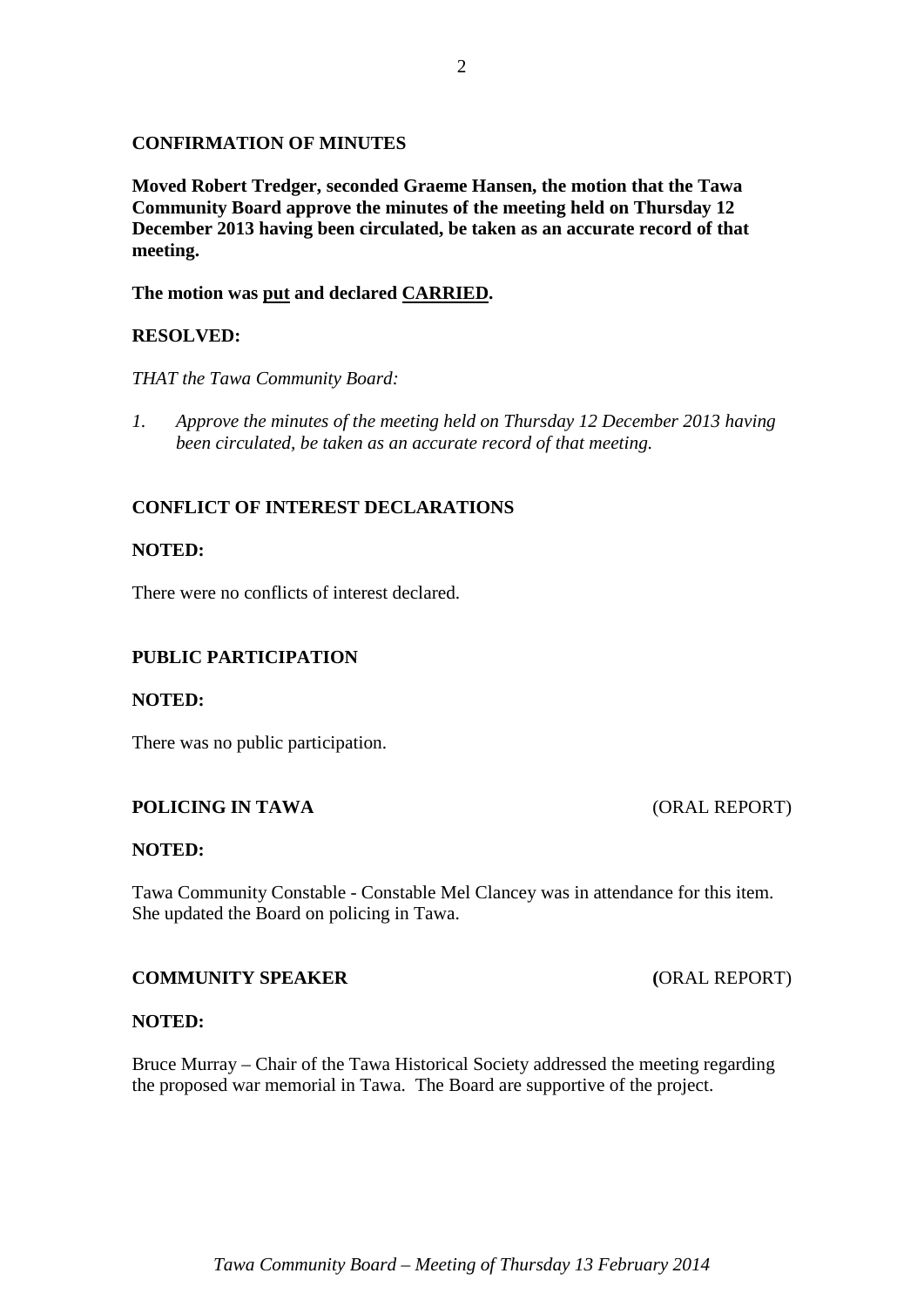## CONFIRMATION OF MINUTES

**Moved Robert Tredger, seconded Graeme Hansen, the motion that the Tawa Community Board approve the minutes of the meeting held on Thursday 12 December 2013 having been circulated, be taken as an accurate record of that meeting.**

**The motion was <u>put</u> and declared <u>CARRIED</u>.**

**RESOLVED:**

*THAT the Tawa Community Board:*

1. *Approve the minutes of the meeting held on Thursday 12 December 2013 having been circulated, be taken as an accurate record of that meeting.*

## CONFLICT OF INTEREST DECLARATIONS

**NOTED:**

There were no conflicts of interest declared.

## PUBLIC PARTICIPATION

**NOTED:**

There was no public participation.

## POLICING IN TAWA (ORAL REPORT)

**NOTED:**

Tawa Community Constable - Constable Mel Clancey was in attendance for this item. She updated the Board on policing in Tawa.

## COMMUNITY SPEAKER (ORAL REPORT)

**NOTED:**

Bruce Murray – Chair of the Tawa Historical Society addressed the meeting regarding the proposed war memorial in Tawa. The Board are supportive of the project.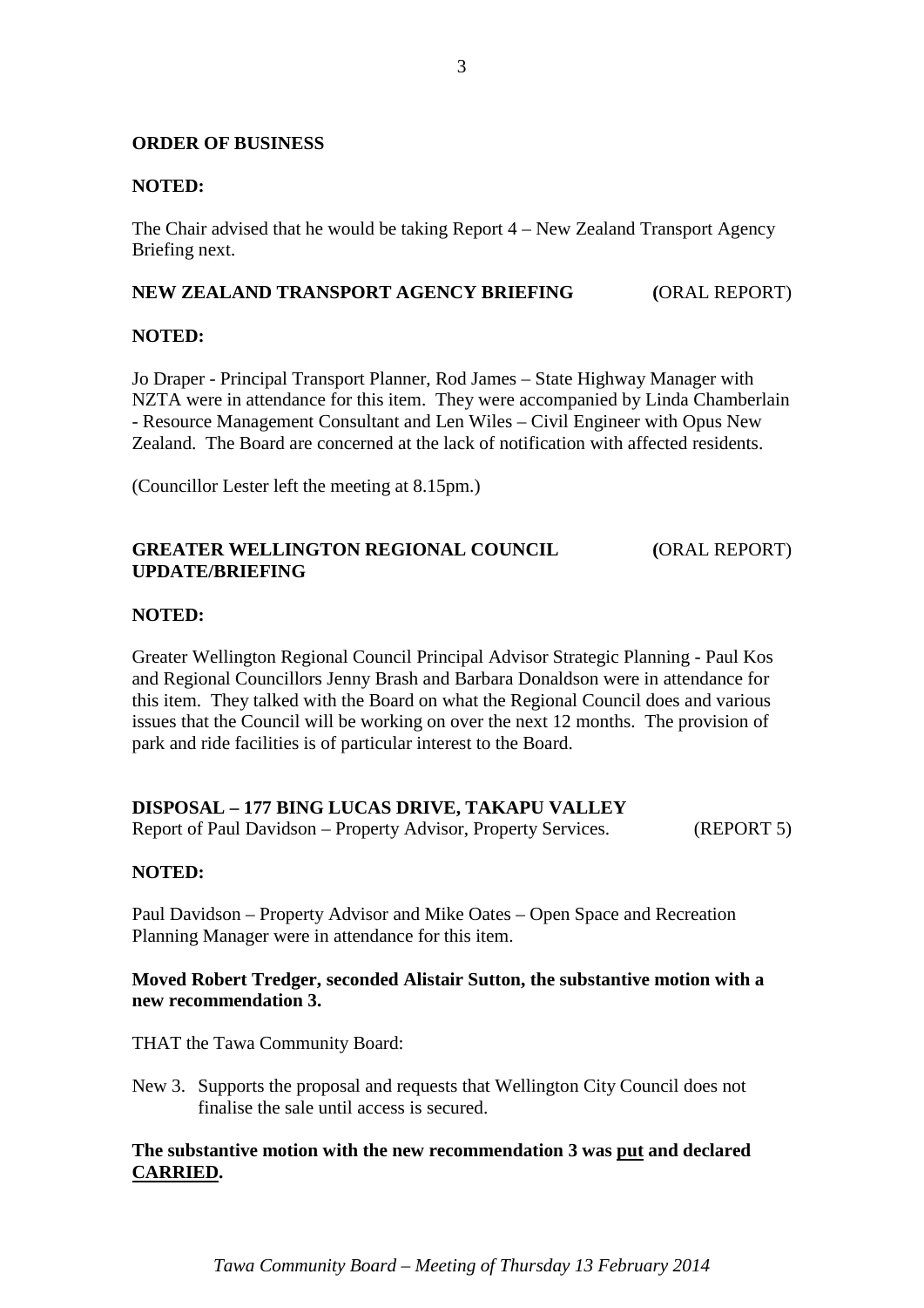**ORDER OF BUSINESS**

**NOTED:**

The Chair advised that he would be taking Report 4 – New Zealand Transport Agency Briefing next.

**NEW ZEALAND TRANSPORT AGENCY BRIEFING** **(**ORAL REPORT)

**NOTED:**

Jo Draper - Principal Transport Planner, Rod James – State Highway Manager with NZTA were in attendance for this item. They were accompanied by Linda Chamberlain - Resource Management Consultant and Len Wiles – Civil Engineer with Opus New Zealand. The Board are concerned at the lack of notification with affected residents.

(Councillor Lester left the meeting at 8.15pm.)

**GREATER WELLINGTON REGIONAL COUNCIL UPDATE/BRIEFING** **(**ORAL REPORT)

**NOTED:**

Greater Wellington Regional Council Principal Advisor Strategic Planning - Paul Kos and Regional Councillors Jenny Brash and Barbara Donaldson were in attendance for this item. They talked with the Board on what the Regional Council does and various issues that the Council will be working on over the next 12 months. The provision of park and ride facilities is of particular interest to the Board.

**DISPOSAL – 177 BING LUCAS DRIVE, TAKAPU VALLEY**
Report of Paul Davidson – Property Advisor, Property Services. (REPORT 5)

**NOTED:**

Paul Davidson – Property Advisor and Mike Oates – Open Space and Recreation Planning Manager were in attendance for this item.

**Moved Robert Tredger, seconded Alistair Sutton, the substantive motion with a new recommendation 3.**

THAT the Tawa Community Board:

New 3. Supports the proposal and requests that Wellington City Council does not finalise the sale until access is secured.

**The substantive motion with the new recommendation 3 was <u>put</u> and declared <u>CARRIED</u>.**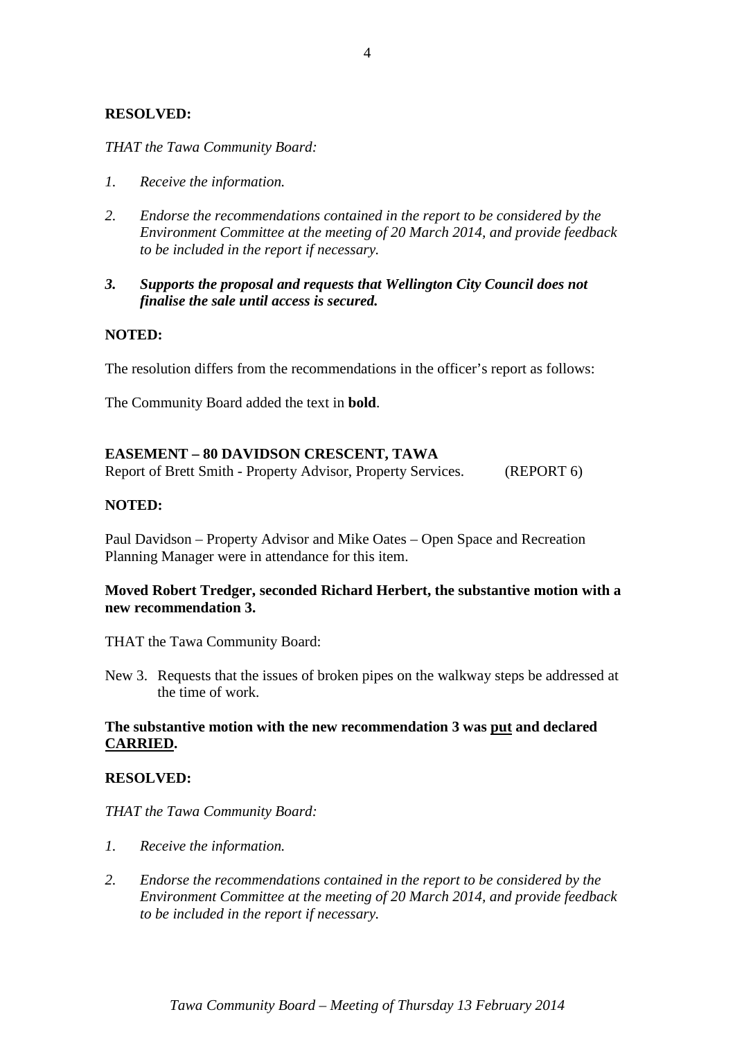**RESOLVED:**

*THAT the Tawa Community Board:*

1. *Receive the information.*

2. *Endorse the recommendations contained in the report to be considered by the Environment Committee at the meeting of 20 March 2014, and provide feedback to be included in the report if necessary.*

3. ***Supports the proposal and requests that Wellington City Council does not finalise the sale until access is secured.***

**NOTED:**

The resolution differs from the recommendations in the officer's report as follows:

The Community Board added the text in **bold**.

**EASEMENT – 80 DAVIDSON CRESCENT, TAWA**
Report of Brett Smith - Property Advisor, Property Services. (REPORT 6)

**NOTED:**

Paul Davidson – Property Advisor and Mike Oates – Open Space and Recreation Planning Manager were in attendance for this item.

**Moved Robert Tredger, seconded Richard Herbert, the substantive motion with a new recommendation 3.**

THAT the Tawa Community Board:

New 3. Requests that the issues of broken pipes on the walkway steps be addressed at the time of work.

**The substantive motion with the new recommendation 3 was <u>put</u> and declared <u>CARRIED</u>.**

**RESOLVED:**

*THAT the Tawa Community Board:*

1. *Receive the information.*

2. *Endorse the recommendations contained in the report to be considered by the Environment Committee at the meeting of 20 March 2014, and provide feedback to be included in the report if necessary.*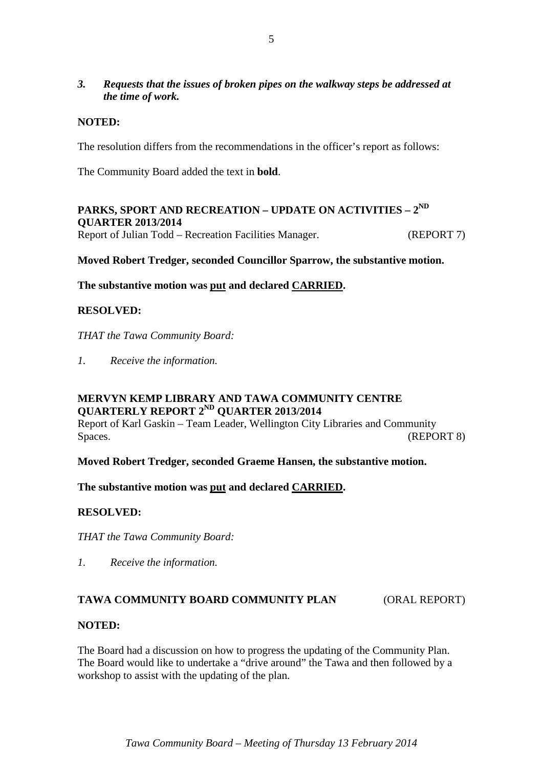*3. **Requests that the issues of broken pipes on the walkway steps be addressed at the time of work.***

**NOTED:**

The resolution differs from the recommendations in the officer's report as follows:

The Community Board added the text in **bold**.

## PARKS, SPORT AND RECREATION – UPDATE ON ACTIVITIES – 2ND QUARTER 2013/2014

Report of Julian Todd – Recreation Facilities Manager. (REPORT 7)

**Moved Robert Tredger, seconded Councillor Sparrow, the substantive motion.**

**The substantive motion was <u>put</u> and declared <u>CARRIED</u>.**

**RESOLVED:**

*THAT the Tawa Community Board:*

*1. Receive the information.*

## MERVYN KEMP LIBRARY AND TAWA COMMUNITY CENTRE QUARTERLY REPORT 2ND QUARTER 2013/2014

Report of Karl Gaskin – Team Leader, Wellington City Libraries and Community Spaces. (REPORT 8)

**Moved Robert Tredger, seconded Graeme Hansen, the substantive motion.**

**The substantive motion was <u>put</u> and declared <u>CARRIED</u>.**

**RESOLVED:**

*THAT the Tawa Community Board:*

*1. Receive the information.*

## TAWA COMMUNITY BOARD COMMUNITY PLAN (ORAL REPORT)

**NOTED:**

The Board had a discussion on how to progress the updating of the Community Plan. The Board would like to undertake a "drive around" the Tawa and then followed by a workshop to assist with the updating of the plan.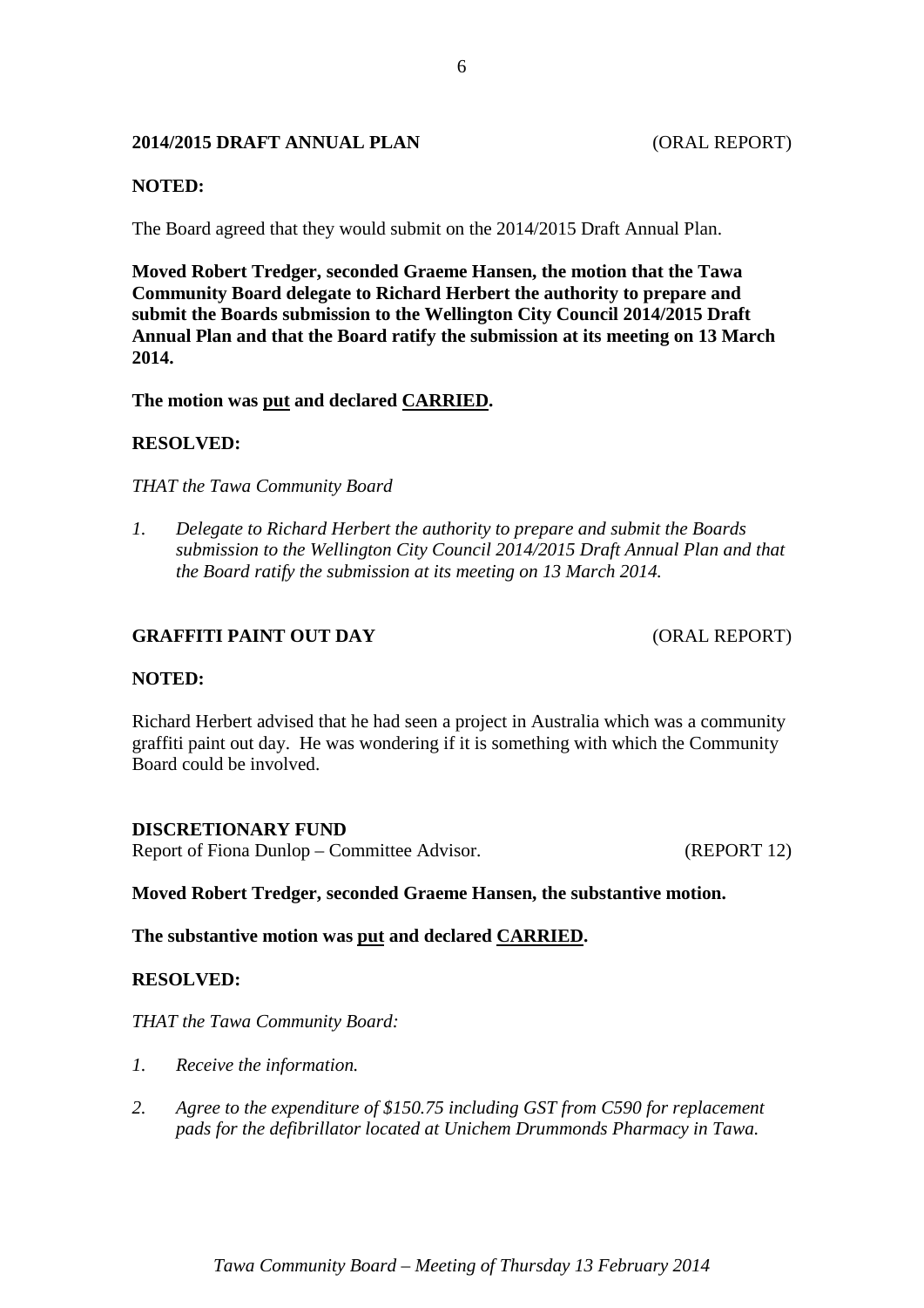**2014/2015 DRAFT ANNUAL PLAN** (ORAL REPORT)

**NOTED:**

The Board agreed that they would submit on the 2014/2015 Draft Annual Plan.

**Moved Robert Tredger, seconded Graeme Hansen, the motion that the Tawa Community Board delegate to Richard Herbert the authority to prepare and submit the Boards submission to the Wellington City Council 2014/2015 Draft Annual Plan and that the Board ratify the submission at its meeting on 13 March 2014.**

**The motion was <u>put</u> and declared <u>CARRIED</u>.**

**RESOLVED:**

*THAT the Tawa Community Board*

1. *Delegate to Richard Herbert the authority to prepare and submit the Boards submission to the Wellington City Council 2014/2015 Draft Annual Plan and that the Board ratify the submission at its meeting on 13 March 2014.*

**GRAFFITI PAINT OUT DAY** (ORAL REPORT)

**NOTED:**

Richard Herbert advised that he had seen a project in Australia which was a community graffiti paint out day. He was wondering if it is something with which the Community Board could be involved.

**DISCRETIONARY FUND**
Report of Fiona Dunlop – Committee Advisor. (REPORT 12)

**Moved Robert Tredger, seconded Graeme Hansen, the substantive motion.**

**The substantive motion was <u>put</u> and declared <u>CARRIED</u>.**

**RESOLVED:**

*THAT the Tawa Community Board:*

1. *Receive the information.*
2. *Agree to the expenditure of $150.75 including GST from C590 for replacement pads for the defibrillator located at Unichem Drummonds Pharmacy in Tawa.*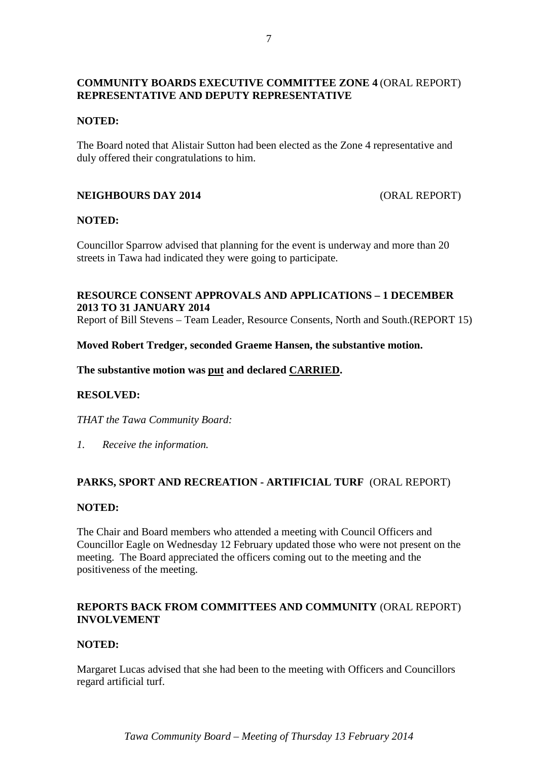**COMMUNITY BOARDS EXECUTIVE COMMITTEE ZONE 4** (ORAL REPORT)
**REPRESENTATIVE AND DEPUTY REPRESENTATIVE**

**NOTED:**

The Board noted that Alistair Sutton had been elected as the Zone 4 representative and duly offered their congratulations to him.

**NEIGHBOURS DAY 2014** (ORAL REPORT)

**NOTED:**

Councillor Sparrow advised that planning for the event is underway and more than 20 streets in Tawa had indicated they were going to participate.

**RESOURCE CONSENT APPROVALS AND APPLICATIONS – 1 DECEMBER 2013 TO 31 JANUARY 2014**
Report of Bill Stevens – Team Leader, Resource Consents, North and South.(REPORT 15)

**Moved Robert Tredger, seconded Graeme Hansen, the substantive motion.**

**The substantive motion was <u>put</u> and declared <u>CARRIED</u>.**

**RESOLVED:**

*THAT the Tawa Community Board:*

*1. Receive the information.*

**PARKS, SPORT AND RECREATION - ARTIFICIAL TURF** (ORAL REPORT)

**NOTED:**

The Chair and Board members who attended a meeting with Council Officers and Councillor Eagle on Wednesday 12 February updated those who were not present on the meeting. The Board appreciated the officers coming out to the meeting and the positiveness of the meeting.

**REPORTS BACK FROM COMMITTEES AND COMMUNITY** (ORAL REPORT)
**INVOLVEMENT**

**NOTED:**

Margaret Lucas advised that she had been to the meeting with Officers and Councillors regard artificial turf.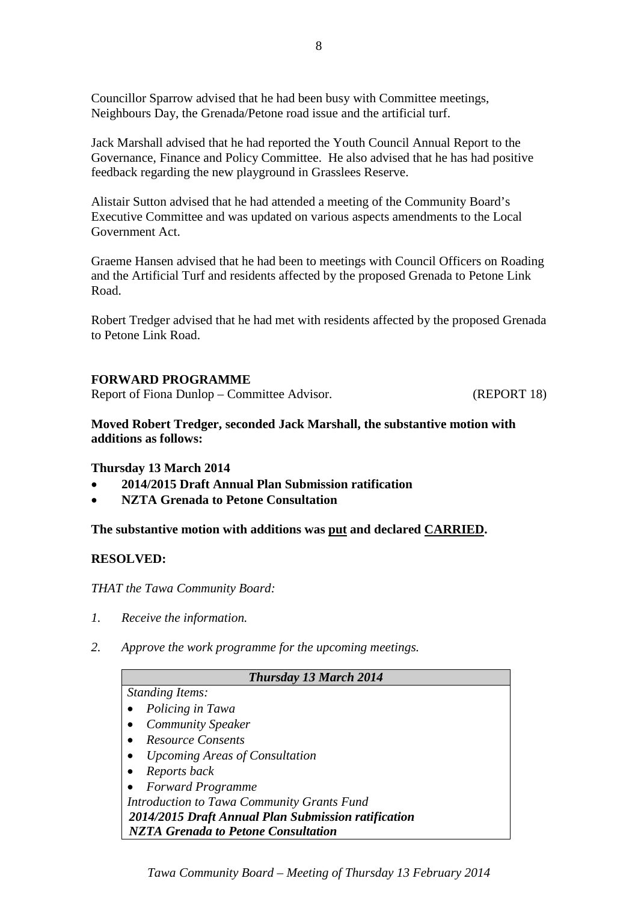Councillor Sparrow advised that he had been busy with Committee meetings, Neighbours Day, the Grenada/Petone road issue and the artificial turf.

Jack Marshall advised that he had reported the Youth Council Annual Report to the Governance, Finance and Policy Committee. He also advised that he has had positive feedback regarding the new playground in Grasslees Reserve.

Alistair Sutton advised that he had attended a meeting of the Community Board's Executive Committee and was updated on various aspects amendments to the Local Government Act.

Graeme Hansen advised that he had been to meetings with Council Officers on Roading and the Artificial Turf and residents affected by the proposed Grenada to Petone Link Road.

Robert Tredger advised that he had met with residents affected by the proposed Grenada to Petone Link Road.

## FORWARD PROGRAMME

Report of Fiona Dunlop – Committee Advisor. (REPORT 18)

**Moved Robert Tredger, seconded Jack Marshall, the substantive motion with additions as follows:**

**Thursday 13 March 2014**

- **2014/2015 Draft Annual Plan Submission ratification**
- **NZTA Grenada to Petone Consultation**

**The substantive motion with additions was put and declared CARRIED.**

**RESOLVED:**

*THAT the Tawa Community Board:*

*1. Receive the information.*

*2. Approve the work programme for the upcoming meetings.*

| ***Thursday 13 March 2014*** |
|---|
| *Standing Items:*<br>- *Policing in Tawa*<br>- *Community Speaker*<br>- *Resource Consents*<br>- *Upcoming Areas of Consultation*<br>- *Reports back*<br>- *Forward Programme*<br>*Introduction to Tawa Community Grants Fund*<br>***2014/2015 Draft Annual Plan Submission ratification***<br>***NZTA Grenada to Petone Consultation*** |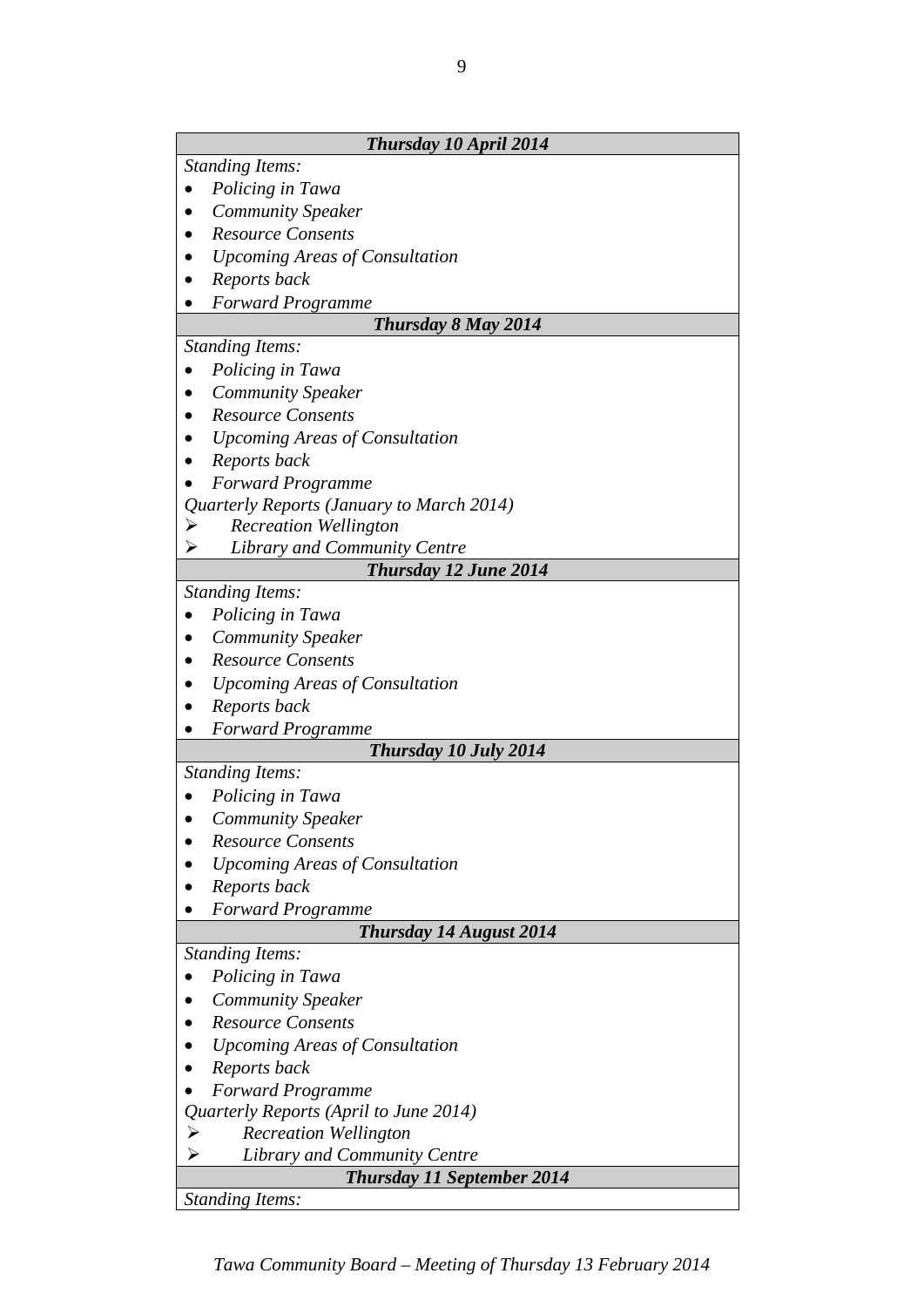| ***Thursday 10 April 2014*** |
|---|
| *Standing Items:*<br>• *Policing in Tawa*<br>• *Community Speaker*<br>• *Resource Consents*<br>• *Upcoming Areas of Consultation*<br>• *Reports back*<br>• *Forward Programme* |
| ***Thursday 8 May 2014*** |
| *Standing Items:*<br>• *Policing in Tawa*<br>• *Community Speaker*<br>• *Resource Consents*<br>• *Upcoming Areas of Consultation*<br>• *Reports back*<br>• *Forward Programme*<br>*Quarterly Reports (January to March 2014)*<br>➢ *Recreation Wellington*<br>➢ *Library and Community Centre* |
| ***Thursday 12 June 2014*** |
| *Standing Items:*<br>• *Policing in Tawa*<br>• *Community Speaker*<br>• *Resource Consents*<br>• *Upcoming Areas of Consultation*<br>• *Reports back*<br>• *Forward Programme* |
| ***Thursday 10 July 2014*** |
| *Standing Items:*<br>• *Policing in Tawa*<br>• *Community Speaker*<br>• *Resource Consents*<br>• *Upcoming Areas of Consultation*<br>• *Reports back*<br>• *Forward Programme* |
| ***Thursday 14 August 2014*** |
| *Standing Items:*<br>• *Policing in Tawa*<br>• *Community Speaker*<br>• *Resource Consents*<br>• *Upcoming Areas of Consultation*<br>• *Reports back*<br>• *Forward Programme*<br>*Quarterly Reports (April to June 2014)*<br>➢ *Recreation Wellington*<br>➢ *Library and Community Centre* |
| ***Thursday 11 September 2014*** |
| *Standing Items:* |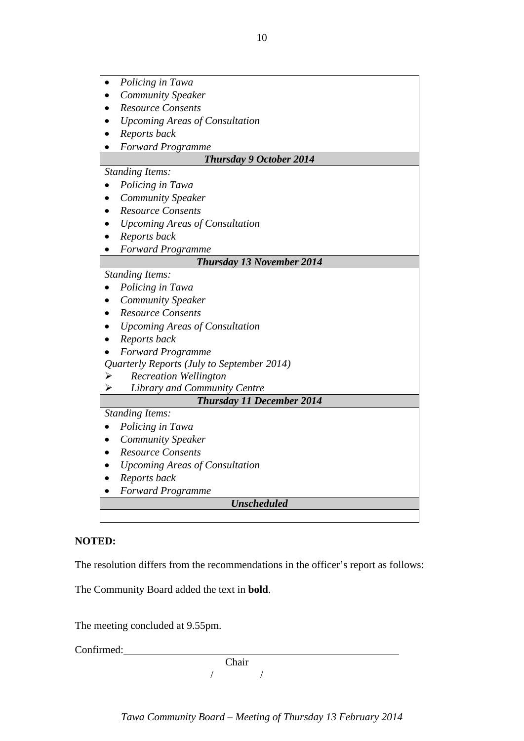| |
|---|
| • *Policing in Tawa*<br>• *Community Speaker*<br>• *Resource Consents*<br>• *Upcoming Areas of Consultation*<br>• *Reports back*<br>• *Forward Programme* |
| ***Thursday 9 October 2014*** |
| *Standing Items:*<br>• *Policing in Tawa*<br>• *Community Speaker*<br>• *Resource Consents*<br>• *Upcoming Areas of Consultation*<br>• *Reports back*<br>• *Forward Programme* |
| ***Thursday 13 November 2014*** |
| *Standing Items:*<br>• *Policing in Tawa*<br>• *Community Speaker*<br>• *Resource Consents*<br>• *Upcoming Areas of Consultation*<br>• *Reports back*<br>• *Forward Programme*<br>*Quarterly Reports (July to September 2014)*<br>➢ *Recreation Wellington*<br>➢ *Library and Community Centre* |
| ***Thursday 11 December 2014*** |
| *Standing Items:*<br>• *Policing in Tawa*<br>• *Community Speaker*<br>• *Resource Consents*<br>• *Upcoming Areas of Consultation*<br>• *Reports back*<br>• *Forward Programme* |
| ***Unscheduled*** |
| |

**NOTED:**

The resolution differs from the recommendations in the officer's report as follows:

The Community Board added the text in **bold**.

The meeting concluded at 9.55pm.

Confirmed:\_\_\_\_\_\_\_\_\_\_\_\_\_\_\_\_\_\_\_\_\_\_\_\_\_\_\_\_\_\_\_\_\_\_\_\_\_\_\_\_\_\_\_\_\_\_\_\_\_

Chair

/ /

*Tawa Community Board – Meeting of Thursday 13 February 2014*